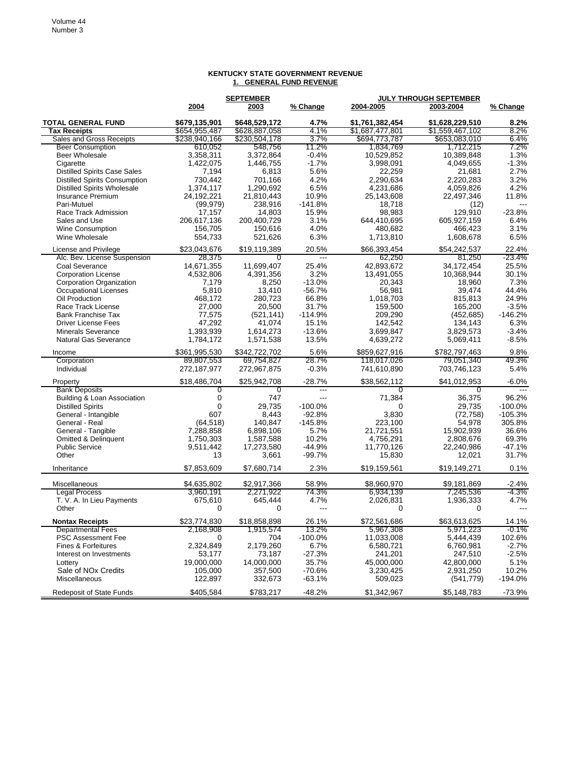## KENTUCKY STATE GOVERNMENT REVENUE

### 1. GENERAL FUND REVENUE

| | SEPTEMBER | | | JULY THROUGH SEPTEMBER | | |
|---|---|---|---|---|---|---|
| | 2004 | 2003 | % Change | 2004-2005 | 2003-2004 | % Change |
| **TOTAL GENERAL FUND** | **$679,135,901** | **$648,529,172** | **4.7%** | **$1,761,382,454** | **$1,628,229,510** | **8.2%** |
| **Tax Receipts** | $654,955,487 | $628,887,058 | 4.1% | $1,687,477,801 | $1,559,467,102 | 8.2% |
| Sales and Gross Receipts | $238,940,166 | $230,504,178 | 3.7% | $694,773,787 | $653,083,010 | 6.4% |
| Beer Consumption | 610,052 | 548,756 | 11.2% | 1,834,769 | 1,712,215 | 7.2% |
| Beer Wholesale | 3,358,311 | 3,372,864 | -0.4% | 10,529,852 | 10,389,848 | 1.3% |
| Cigarette | 1,422,075 | 1,446,755 | -1.7% | 3,998,091 | 4,049,655 | -1.3% |
| Distilled Spirits Case Sales | 7,194 | 6,813 | 5.6% | 22,259 | 21,681 | 2.7% |
| Distilled Spirits Consumption | 730,442 | 701,166 | 4.2% | 2,290,634 | 2,220,283 | 3.2% |
| Distilled Spirits Wholesale | 1,374,117 | 1,290,692 | 6.5% | 4,231,686 | 4,059,826 | 4.2% |
| Insurance Premium | 24,192,221 | 21,810,443 | 10.9% | 25,143,608 | 22,497,346 | 11.8% |
| Pari-Mutuel | (99,979) | 238,916 | -141.8% | 18,718 | (12) | --- |
| Race Track Admission | 17,157 | 14,803 | 15.9% | 98,983 | 129,910 | -23.8% |
| Sales and Use | 206,617,136 | 200,400,729 | 3.1% | 644,410,695 | 605,927,159 | 6.4% |
| Wine Consumption | 156,705 | 150,616 | 4.0% | 480,682 | 466,423 | 3.1% |
| Wine Wholesale | 554,733 | 521,626 | 6.3% | 1,713,810 | 1,608,678 | 6.5% |
| License and Privilege | $23,043,676 | $19,119,389 | 20.5% | $66,393,454 | $54,242,537 | 22.4% |
| Alc. Bev. License Suspension | 28,375 | 0 | --- | 62,250 | 81,250 | -23.4% |
| Coal Severance | 14,671,355 | 11,699,407 | 25.4% | 42,893,672 | 34,172,454 | 25.5% |
| Corporation License | 4,532,806 | 4,391,356 | 3.2% | 13,491,055 | 10,368,944 | 30.1% |
| Corporation Organization | 7,179 | 8,250 | -13.0% | 20,343 | 18,960 | 7.3% |
| Occupational Licenses | 5,810 | 13,410 | -56.7% | 56,981 | 39,474 | 44.4% |
| Oil Production | 468,172 | 280,723 | 66.8% | 1,018,703 | 815,813 | 24.9% |
| Race Track License | 27,000 | 20,500 | 31.7% | 159,500 | 165,200 | -3.5% |
| Bank Franchise Tax | 77,575 | (521,141) | -114.9% | 209,290 | (452,685) | -146.2% |
| Driver License Fees | 47,292 | 41,074 | 15.1% | 142,542 | 134,143 | 6.3% |
| Minerals Severance | 1,393,939 | 1,614,273 | -13.6% | 3,699,847 | 3,829,573 | -3.4% |
| Natural Gas Severance | 1,784,172 | 1,571,538 | 13.5% | 4,639,272 | 5,069,411 | -8.5% |
| Income | $361,995,530 | $342,722,702 | 5.6% | $859,627,916 | $782,797,463 | 9.8% |
| Corporation | 89,807,553 | 69,754,827 | 28.7% | 118,017,026 | 79,051,340 | 49.3% |
| Individual | 272,187,977 | 272,967,875 | -0.3% | 741,610,890 | 703,746,123 | 5.4% |
| Property | $18,486,704 | $25,942,708 | -28.7% | $38,562,112 | $41,012,953 | -6.0% |
| Bank Deposits | 0 | 0 | --- | 0 | 0 | --- |
| Building & Loan Association | 0 | 747 | --- | 71,384 | 36,375 | 96.2% |
| Distilled Spirits | 0 | 29,735 | -100.0% | 0 | 29,735 | -100.0% |
| General - Intangible | 607 | 8,443 | -92.8% | 3,830 | (72,758) | -105.3% |
| General - Real | (64,518) | 140,847 | -145.8% | 223,100 | 54,978 | 305.8% |
| General - Tangible | 7,288,858 | 6,898,106 | 5.7% | 21,721,551 | 15,902,939 | 36.6% |
| Omitted & Delinquent | 1,750,303 | 1,587,588 | 10.2% | 4,756,291 | 2,808,676 | 69.3% |
| Public Service | 9,511,442 | 17,273,580 | -44.9% | 11,770,126 | 22,240,986 | -47.1% |
| Other | 13 | 3,661 | -99.7% | 15,830 | 12,021 | 31.7% |
| Inheritance | $7,853,609 | $7,680,714 | 2.3% | $19,159,561 | $19,149,271 | 0.1% |
| Miscellaneous | $4,635,802 | $2,917,366 | 58.9% | $8,960,970 | $9,181,869 | -2.4% |
| Legal Process | 3,960,191 | 2,271,922 | 74.3% | 6,934,139 | 7,245,536 | -4.3% |
| T. V. A. In Lieu Payments | 675,610 | 645,444 | 4.7% | 2,026,831 | 1,936,333 | 4.7% |
| Other | 0 | 0 | --- | 0 | 0 | --- |
| **Nontax Receipts** | $23,774,830 | $18,858,898 | 26.1% | $72,561,686 | $63,613,625 | 14.1% |
| Departmental Fees | 2,168,908 | 1,915,574 | 13.2% | 5,967,308 | 5,971,223 | -0.1% |
| PSC Assessment Fee | 0 | 704 | -100.0% | 11,033,008 | 5,444,439 | 102.6% |
| Fines & Forfeitures | 2,324,849 | 2,179,260 | 6.7% | 6,580,721 | 6,760,981 | -2.7% |
| Interest on Investments | 53,177 | 73,187 | -27.3% | 241,201 | 247,510 | -2.5% |
| Lottery | 19,000,000 | 14,000,000 | 35.7% | 45,000,000 | 42,800,000 | 5.1% |
| Sale of NOx Credits | 105,000 | 357,500 | -70.6% | 3,230,425 | 2,931,250 | 10.2% |
| Miscellaneous | 122,897 | 332,673 | -63.1% | 509,023 | (541,779) | -194.0% |
| Redeposit of State Funds | $405,584 | $783,217 | -48.2% | $1,342,967 | $5,148,783 | -73.9% |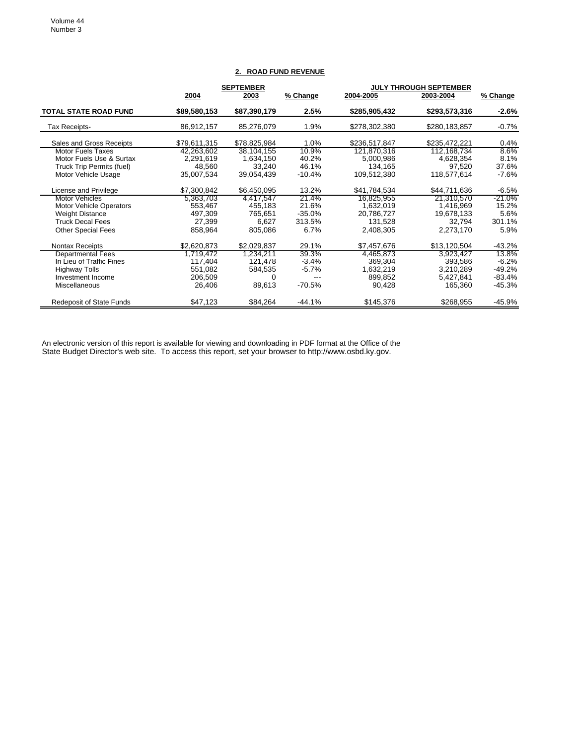## 2. ROAD FUND REVENUE

| | SEPTEMBER | | | JULY THROUGH SEPTEMBER | | |
|---|---|---|---|---|---|---|
| | 2004 | 2003 | % Change | 2004-2005 | 2003-2004 | % Change |
| **TOTAL STATE ROAD FUND** | **$89,580,153** | **$87,390,179** | **2.5%** | **$285,905,432** | **$293,573,316** | **-2.6%** |
| Tax Receipts- | 86,912,157 | 85,276,079 | 1.9% | $278,302,380 | $280,183,857 | -0.7% |
| Sales and Gross Receipts | $79,611,315 | $78,825,984 | 1.0% | $236,517,847 | $235,472,221 | 0.4% |
| Motor Fuels Taxes | 42,263,602 | 38,104,155 | 10.9% | 121,870,316 | 112,168,734 | 8.6% |
| Motor Fuels Use & Surtax | 2,291,619 | 1,634,150 | 40.2% | 5,000,986 | 4,628,354 | 8.1% |
| Truck Trip Permits (fuel) | 48,560 | 33,240 | 46.1% | 134,165 | 97,520 | 37.6% |
| Motor Vehicle Usage | 35,007,534 | 39,054,439 | -10.4% | 109,512,380 | 118,577,614 | -7.6% |
| License and Privilege | $7,300,842 | $6,450,095 | 13.2% | $41,784,534 | $44,711,636 | -6.5% |
| Motor Vehicles | 5,363,703 | 4,417,547 | 21.4% | 16,825,955 | 21,310,570 | -21.0% |
| Motor Vehicle Operators | 553,467 | 455,183 | 21.6% | 1,632,019 | 1,416,969 | 15.2% |
| Weight Distance | 497,309 | 765,651 | -35.0% | 20,786,727 | 19,678,133 | 5.6% |
| Truck Decal Fees | 27,399 | 6,627 | 313.5% | 131,528 | 32,794 | 301.1% |
| Other Special Fees | 858,964 | 805,086 | 6.7% | 2,408,305 | 2,273,170 | 5.9% |
| Nontax Receipts | $2,620,873 | $2,029,837 | 29.1% | $7,457,676 | $13,120,504 | -43.2% |
| Departmental Fees | 1,719,472 | 1,234,211 | 39.3% | 4,465,873 | 3,923,427 | 13.8% |
| In Lieu of Traffic Fines | 117,404 | 121,478 | -3.4% | 369,304 | 393,586 | -6.2% |
| Highway Tolls | 551,082 | 584,535 | -5.7% | 1,632,219 | 3,210,289 | -49.2% |
| Investment Income | 206,509 | 0 | --- | 899,852 | 5,427,841 | -83.4% |
| Miscellaneous | 26,406 | 89,613 | -70.5% | 90,428 | 165,360 | -45.3% |
| Redeposit of State Funds | $47,123 | $84,264 | -44.1% | $145,376 | $268,955 | -45.9% |

An electronic version of this report is available for viewing and downloading in PDF format at the Office of the State Budget Director's web site. To access this report, set your browser to http://www.osbd.ky.gov.